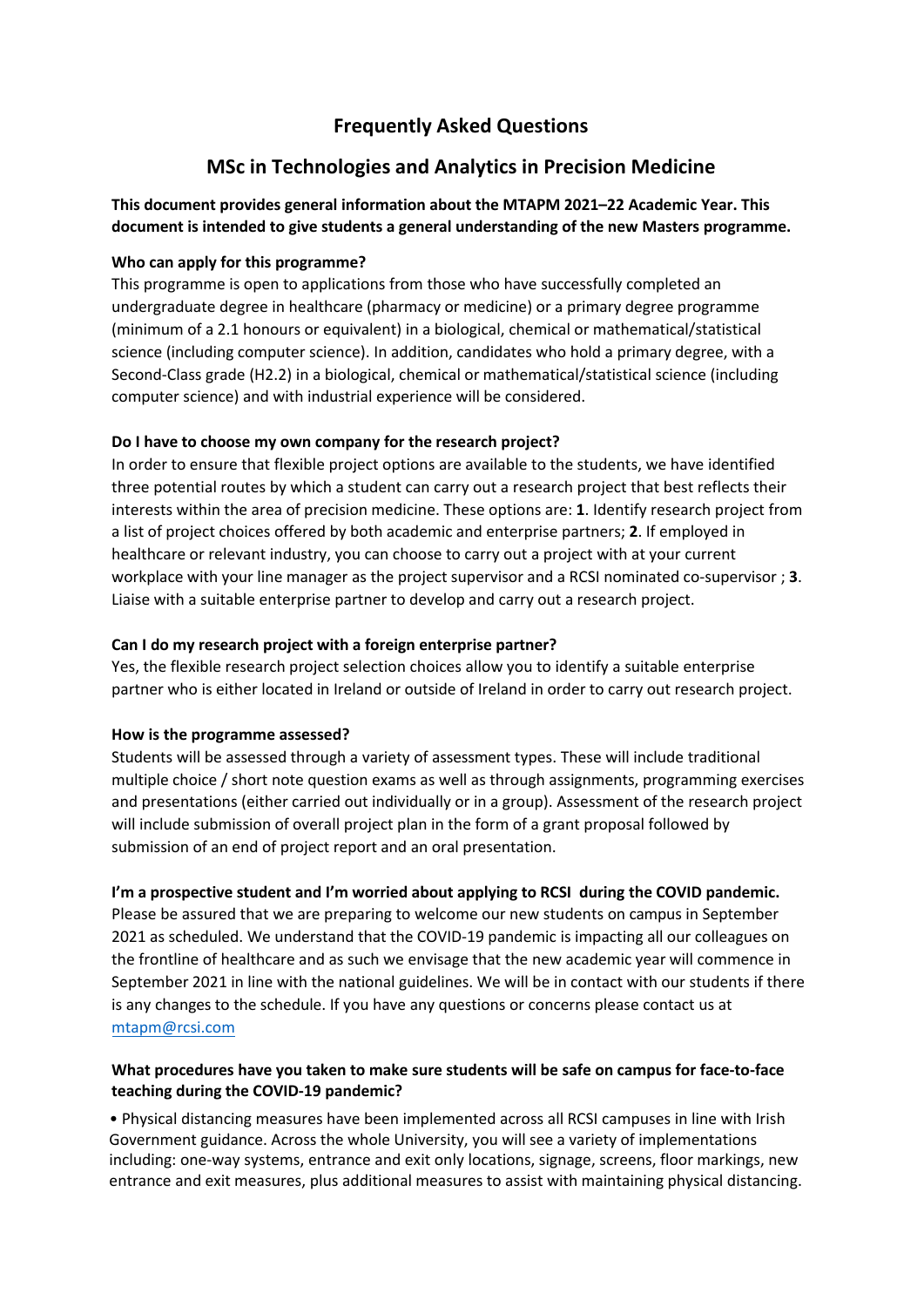# Frequently Asked Questions

## MSc in Technologies and Analytics in Precision Medicine

**This document provides general information about the MTAPM 2021–22 Academic Year. This document is intended to give students a general understanding of the new Masters programme.**

**Who can apply for this programme?**

This programme is open to applications from those who have successfully completed an undergraduate degree in healthcare (pharmacy or medicine) or a primary degree programme (minimum of a 2.1 honours or equivalent) in a biological, chemical or mathematical/statistical science (including computer science). In addition, candidates who hold a primary degree, with a Second-Class grade (H2.2) in a biological, chemical or mathematical/statistical science (including computer science) and with industrial experience will be considered.

**Do I have to choose my own company for the research project?**

In order to ensure that flexible project options are available to the students, we have identified three potential routes by which a student can carry out a research project that best reflects their interests within the area of precision medicine. These options are: **1**. Identify research project from a list of project choices offered by both academic and enterprise partners; **2**. If employed in healthcare or relevant industry, you can choose to carry out a project with at your current workplace with your line manager as the project supervisor and a RCSI nominated co-supervisor ; **3**. Liaise with a suitable enterprise partner to develop and carry out a research project.

**Can I do my research project with a foreign enterprise partner?**

Yes, the flexible research project selection choices allow you to identify a suitable enterprise partner who is either located in Ireland or outside of Ireland in order to carry out research project.

**How is the programme assessed?**

Students will be assessed through a variety of assessment types. These will include traditional multiple choice / short note question exams as well as through assignments, programming exercises and presentations (either carried out individually or in a group). Assessment of the research project will include submission of overall project plan in the form of a grant proposal followed by submission of an end of project report and an oral presentation.

**I'm a prospective student and I'm worried about applying to RCSI during the COVID pandemic.**

Please be assured that we are preparing to welcome our new students on campus in September 2021 as scheduled. We understand that the COVID-19 pandemic is impacting all our colleagues on the frontline of healthcare and as such we envisage that the new academic year will commence in September 2021 in line with the national guidelines. We will be in contact with our students if there is any changes to the schedule. If you have any questions or concerns please contact us at mtapm@rcsi.com

**What procedures have you taken to make sure students will be safe on campus for face-to-face teaching during the COVID-19 pandemic?**

- Physical distancing measures have been implemented across all RCSI campuses in line with Irish Government guidance. Across the whole University, you will see a variety of implementations including: one-way systems, entrance and exit only locations, signage, screens, floor markings, new entrance and exit measures, plus additional measures to assist with maintaining physical distancing.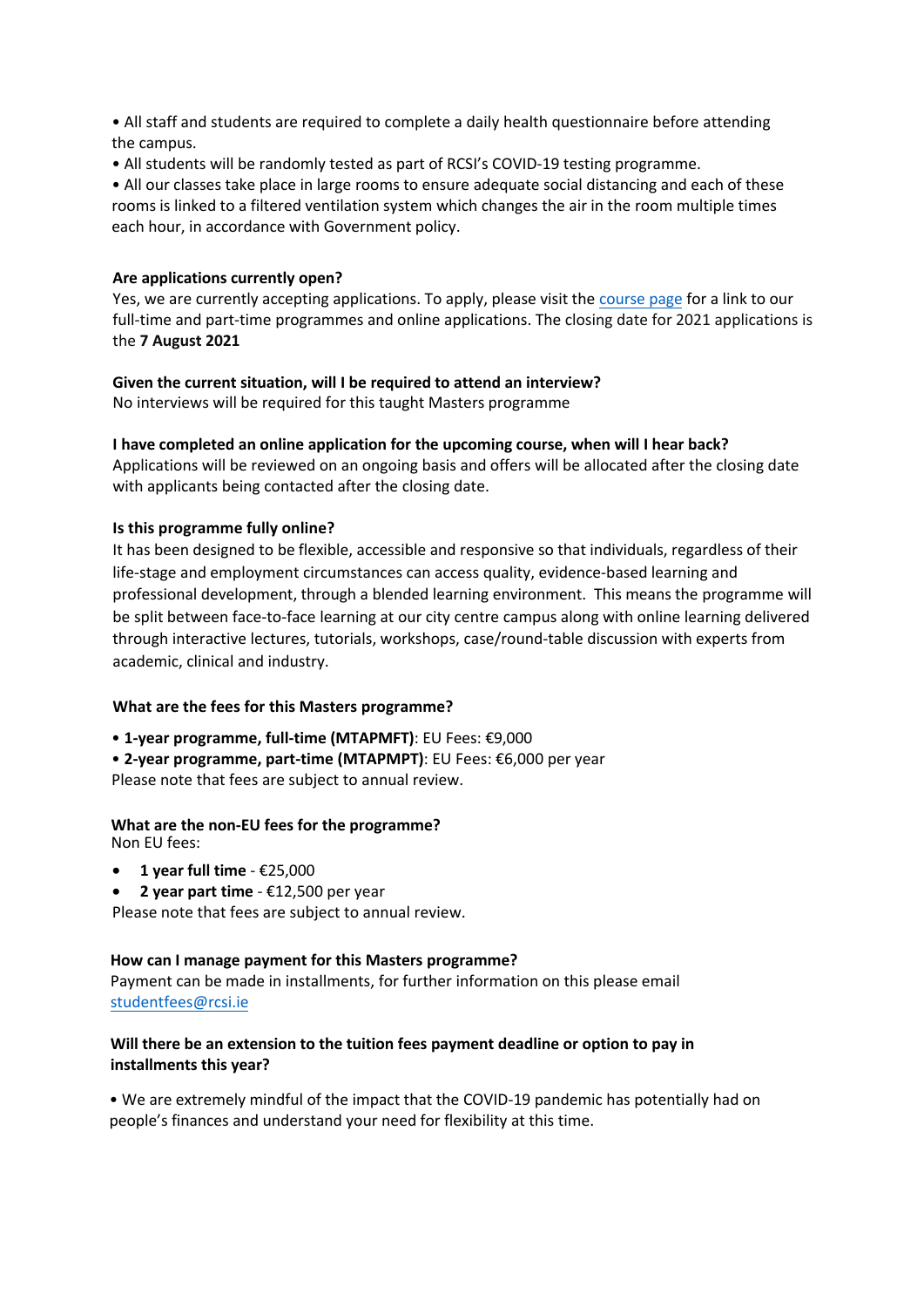- All staff and students are required to complete a daily health questionnaire before attending the campus.
- All students will be randomly tested as part of RCSI's COVID-19 testing programme.
- All our classes take place in large rooms to ensure adequate social distancing and each of these rooms is linked to a filtered ventilation system which changes the air in the room multiple times each hour, in accordance with Government policy.

**Are applications currently open?**

Yes, we are currently accepting applications. To apply, please visit the course page for a link to our full-time and part-time programmes and online applications. The closing date for 2021 applications is the **7 August 2021**

**Given the current situation, will I be required to attend an interview?**

No interviews will be required for this taught Masters programme

**I have completed an online application for the upcoming course, when will I hear back?**

Applications will be reviewed on an ongoing basis and offers will be allocated after the closing date with applicants being contacted after the closing date.

**Is this programme fully online?**

It has been designed to be flexible, accessible and responsive so that individuals, regardless of their life-stage and employment circumstances can access quality, evidence-based learning and professional development, through a blended learning environment. This means the programme will be split between face-to-face learning at our city centre campus along with online learning delivered through interactive lectures, tutorials, workshops, case/round-table discussion with experts from academic, clinical and industry.

**What are the fees for this Masters programme?**

- **1-year programme, full-time (MTAPMFT)**: EU Fees: €9,000
- **2-year programme, part-time (MTAPMPT)**: EU Fees: €6,000 per year

Please note that fees are subject to annual review.

**What are the non-EU fees for the programme?**

Non EU fees:

- **1 year full time** - €25,000
- **2 year part time** - €12,500 per year

Please note that fees are subject to annual review.

**How can I manage payment for this Masters programme?**

Payment can be made in installments, for further information on this please email studentfees@rcsi.ie

**Will there be an extension to the tuition fees payment deadline or option to pay in installments this year?**

- We are extremely mindful of the impact that the COVID-19 pandemic has potentially had on people's finances and understand your need for flexibility at this time.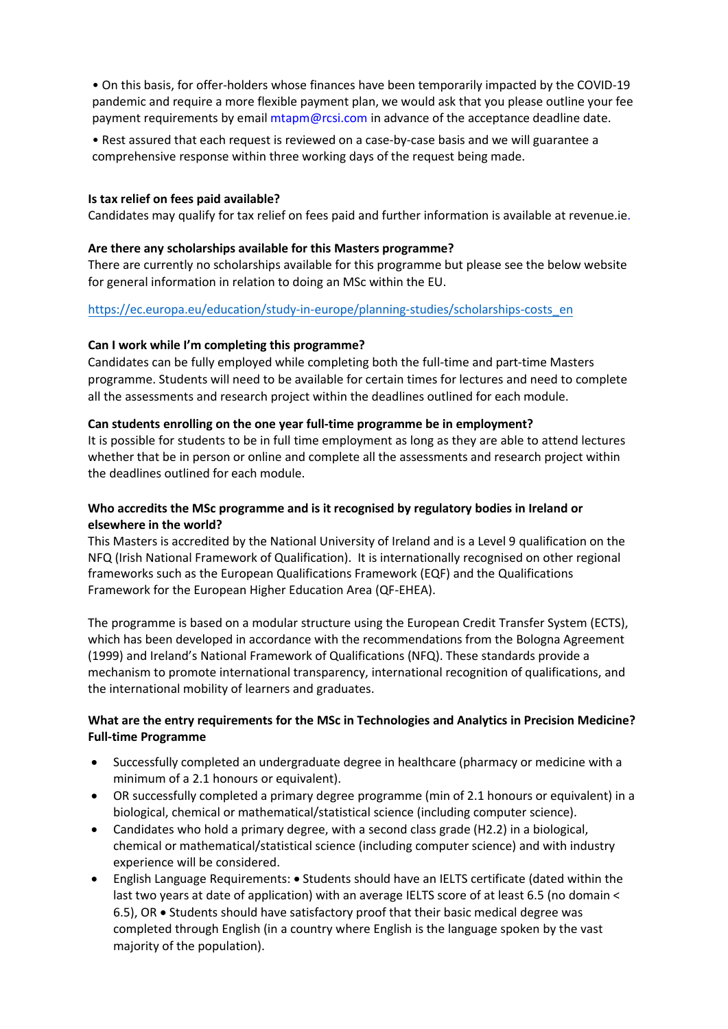- On this basis, for offer-holders whose finances have been temporarily impacted by the COVID-19 pandemic and require a more flexible payment plan, we would ask that you please outline your fee payment requirements by email mtapm@rcsi.com in advance of the acceptance deadline date.
- Rest assured that each request is reviewed on a case-by-case basis and we will guarantee a comprehensive response within three working days of the request being made.

**Is tax relief on fees paid available?**
Candidates may qualify for tax relief on fees paid and further information is available at revenue.ie.

**Are there any scholarships available for this Masters programme?**
There are currently no scholarships available for this programme but please see the below website for general information in relation to doing an MSc within the EU.

https://ec.europa.eu/education/study-in-europe/planning-studies/scholarships-costs_en

**Can I work while I'm completing this programme?**
Candidates can be fully employed while completing both the full-time and part-time Masters programme. Students will need to be available for certain times for lectures and need to complete all the assessments and research project within the deadlines outlined for each module.

**Can students enrolling on the one year full-time programme be in employment?**
It is possible for students to be in full time employment as long as they are able to attend lectures whether that be in person or online and complete all the assessments and research project within the deadlines outlined for each module.

**Who accredits the MSc programme and is it recognised by regulatory bodies in Ireland or elsewhere in the world?**
This Masters is accredited by the National University of Ireland and is a Level 9 qualification on the NFQ (Irish National Framework of Qualification). It is internationally recognised on other regional frameworks such as the European Qualifications Framework (EQF) and the Qualifications Framework for the European Higher Education Area (QF-EHEA).

The programme is based on a modular structure using the European Credit Transfer System (ECTS), which has been developed in accordance with the recommendations from the Bologna Agreement (1999) and Ireland's National Framework of Qualifications (NFQ). These standards provide a mechanism to promote international transparency, international recognition of qualifications, and the international mobility of learners and graduates.

**What are the entry requirements for the MSc in Technologies and Analytics in Precision Medicine? Full-time Programme**

- Successfully completed an undergraduate degree in healthcare (pharmacy or medicine with a minimum of a 2.1 honours or equivalent).
- OR successfully completed a primary degree programme (min of 2.1 honours or equivalent) in a biological, chemical or mathematical/statistical science (including computer science).
- Candidates who hold a primary degree, with a second class grade (H2.2) in a biological, chemical or mathematical/statistical science (including computer science) and with industry experience will be considered.
- English Language Requirements: • Students should have an IELTS certificate (dated within the last two years at date of application) with an average IELTS score of at least 6.5 (no domain < 6.5), OR • Students should have satisfactory proof that their basic medical degree was completed through English (in a country where English is the language spoken by the vast majority of the population).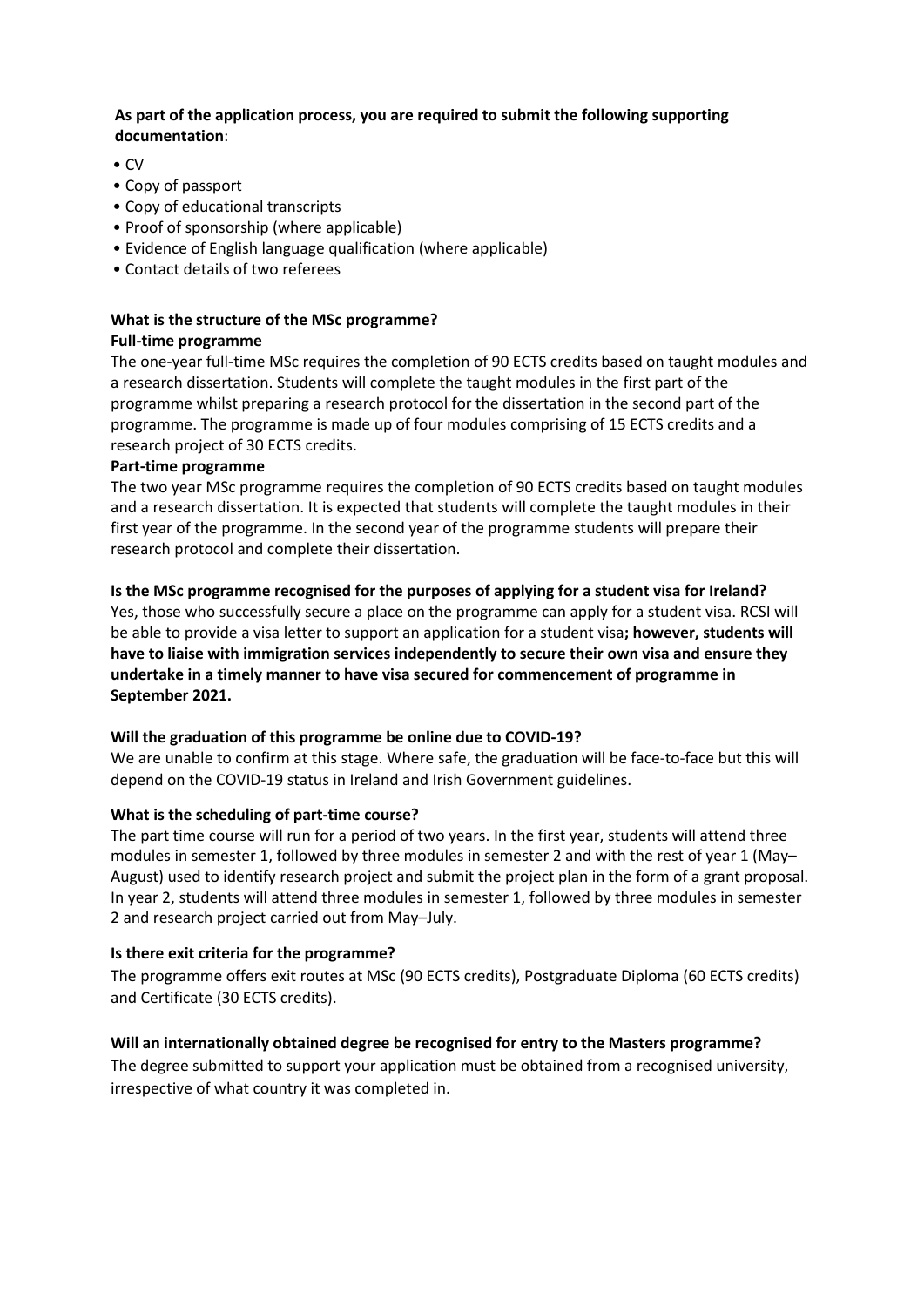**As part of the application process, you are required to submit the following supporting documentation**:

- CV
- Copy of passport
- Copy of educational transcripts
- Proof of sponsorship (where applicable)
- Evidence of English language qualification (where applicable)
- Contact details of two referees

**What is the structure of the MSc programme?**

**Full-time programme**

The one-year full-time MSc requires the completion of 90 ECTS credits based on taught modules and a research dissertation. Students will complete the taught modules in the first part of the programme whilst preparing a research protocol for the dissertation in the second part of the programme. The programme is made up of four modules comprising of 15 ECTS credits and a research project of 30 ECTS credits.

**Part-time programme**

The two year MSc programme requires the completion of 90 ECTS credits based on taught modules and a research dissertation. It is expected that students will complete the taught modules in their first year of the programme. In the second year of the programme students will prepare their research protocol and complete their dissertation.

**Is the MSc programme recognised for the purposes of applying for a student visa for Ireland?**

Yes, those who successfully secure a place on the programme can apply for a student visa. RCSI will be able to provide a visa letter to support an application for a student visa**; however, students will have to liaise with immigration services independently to secure their own visa and ensure they undertake in a timely manner to have visa secured for commencement of programme in September 2021.**

**Will the graduation of this programme be online due to COVID-19?**

We are unable to confirm at this stage. Where safe, the graduation will be face-to-face but this will depend on the COVID-19 status in Ireland and Irish Government guidelines.

**What is the scheduling of part-time course?**

The part time course will run for a period of two years. In the first year, students will attend three modules in semester 1, followed by three modules in semester 2 and with the rest of year 1 (May–August) used to identify research project and submit the project plan in the form of a grant proposal. In year 2, students will attend three modules in semester 1, followed by three modules in semester 2 and research project carried out from May–July.

**Is there exit criteria for the programme?**

The programme offers exit routes at MSc (90 ECTS credits), Postgraduate Diploma (60 ECTS credits) and Certificate (30 ECTS credits).

**Will an internationally obtained degree be recognised for entry to the Masters programme?**

The degree submitted to support your application must be obtained from a recognised university, irrespective of what country it was completed in.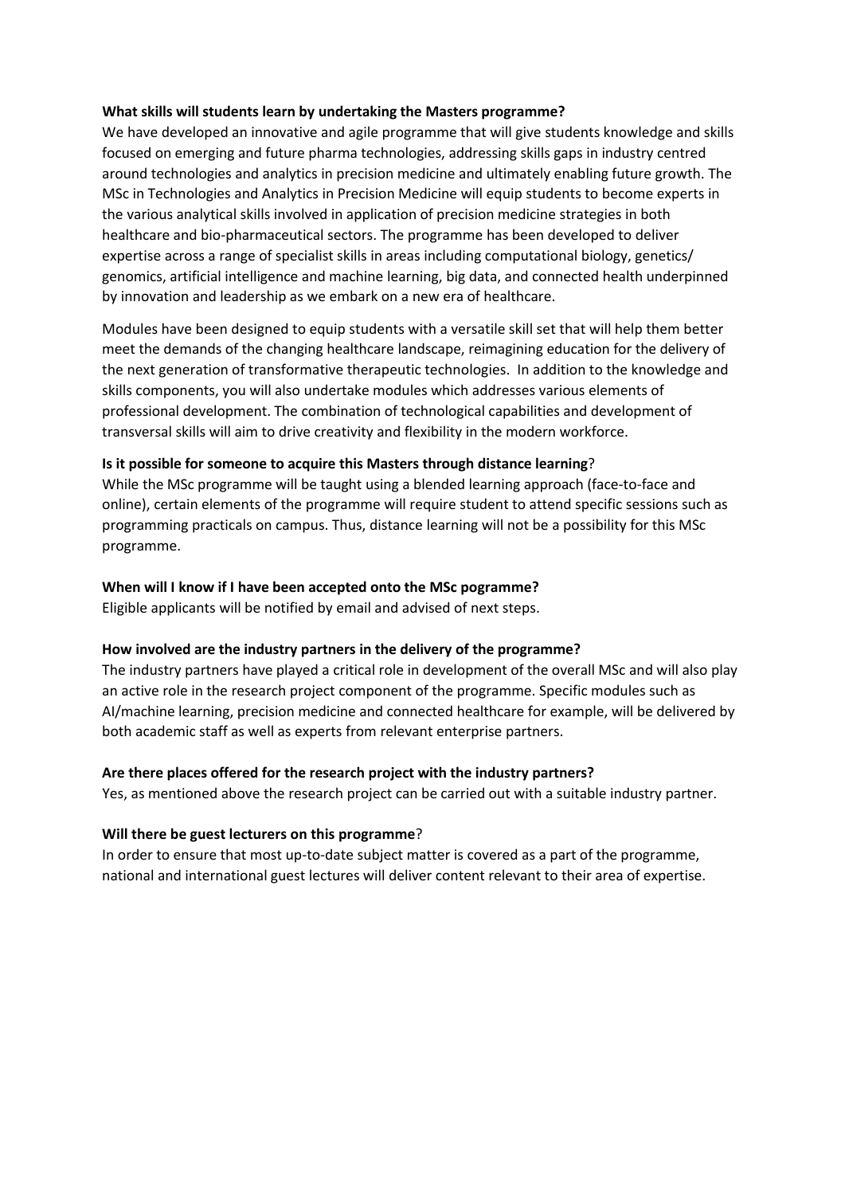**What skills will students learn by undertaking the Masters programme?**

We have developed an innovative and agile programme that will give students knowledge and skills focused on emerging and future pharma technologies, addressing skills gaps in industry centred around technologies and analytics in precision medicine and ultimately enabling future growth. The MSc in Technologies and Analytics in Precision Medicine will equip students to become experts in the various analytical skills involved in application of precision medicine strategies in both healthcare and bio-pharmaceutical sectors. The programme has been developed to deliver expertise across a range of specialist skills in areas including computational biology, genetics/ genomics, artificial intelligence and machine learning, big data, and connected health underpinned by innovation and leadership as we embark on a new era of healthcare.

Modules have been designed to equip students with a versatile skill set that will help them better meet the demands of the changing healthcare landscape, reimagining education for the delivery of the next generation of transformative therapeutic technologies. In addition to the knowledge and skills components, you will also undertake modules which addresses various elements of professional development. The combination of technological capabilities and development of transversal skills will aim to drive creativity and flexibility in the modern workforce.

**Is it possible for someone to acquire this Masters through distance learning**?

While the MSc programme will be taught using a blended learning approach (face-to-face and online), certain elements of the programme will require student to attend specific sessions such as programming practicals on campus. Thus, distance learning will not be a possibility for this MSc programme.

**When will I know if I have been accepted onto the MSc pogramme?**

Eligible applicants will be notified by email and advised of next steps.

**How involved are the industry partners in the delivery of the programme?**

The industry partners have played a critical role in development of the overall MSc and will also play an active role in the research project component of the programme. Specific modules such as AI/machine learning, precision medicine and connected healthcare for example, will be delivered by both academic staff as well as experts from relevant enterprise partners.

**Are there places offered for the research project with the industry partners?**

Yes, as mentioned above the research project can be carried out with a suitable industry partner.

**Will there be guest lecturers on this programme**?

In order to ensure that most up-to-date subject matter is covered as a part of the programme, national and international guest lectures will deliver content relevant to their area of expertise.